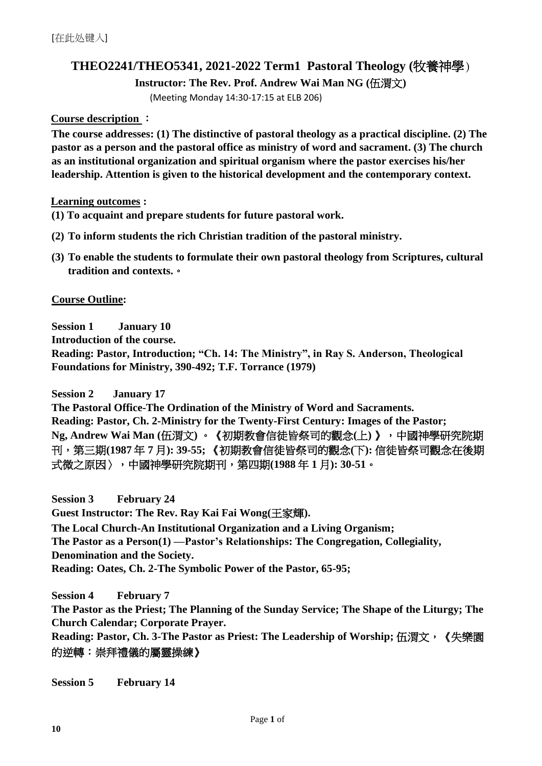[在此处键入]

# THEO2241/THEO5341, 2021-2022 Term1 Pastoral Theology (牧養神學)

**Instructor: The Rev. Prof. Andrew Wai Man NG (伍渭文)**

(Meeting Monday 14:30-17:15 at ELB 206)

**Course description** :

**The course addresses: (1) The distinctive of pastoral theology as a practical discipline. (2) The pastor as a person and the pastoral office as ministry of word and sacrament. (3) The church as an institutional organization and spiritual organism where the pastor exercises his/her leadership. Attention is given to the historical development and the contemporary context.**

**Learning outcomes :**

**(1) To acquaint and prepare students for future pastoral work.**

**(2) To inform students the rich Christian tradition of the pastoral ministry.**

**(3) To enable the students to formulate their own pastoral theology from Scriptures, cultural tradition and contexts.。**

**Course Outline:**

**Session 1 January 10**
**Introduction of the course.**
**Reading: Pastor, Introduction; "Ch. 14: The Ministry", in Ray S. Anderson, Theological Foundations for Ministry, 390-492; T.F. Torrance (1979)**

**Session 2 January 17**
**The Pastoral Office-The Ordination of the Ministry of Word and Sacraments.**
**Reading: Pastor, Ch. 2-Ministry for the Twenty-First Century: Images of the Pastor; Ng, Andrew Wai Man (伍渭文) 。《初期教會信徒皆祭司的觀念(上) 》，中國神學研究院期刊，第三期(1987 年 7 月): 39-55; 《初期教會信徒皆祭司的觀念(下): 信徒皆祭司觀念在後期式微之原因〉，中國神學研究院期刊，第四期(1988 年 1 月): 30-51。**

**Session 3 February 24**
**Guest Instructor: The Rev. Ray Kai Fai Wong(王家輝).**
**The Local Church-An Institutional Organization and a Living Organism;**
**The Pastor as a Person(1) —Pastor's Relationships: The Congregation, Collegiality, Denomination and the Society.**
**Reading: Oates, Ch. 2-The Symbolic Power of the Pastor, 65-95;**

**Session 4 February 7**
**The Pastor as the Priest; The Planning of the Sunday Service; The Shape of the Liturgy; The Church Calendar; Corporate Prayer.**
**Reading: Pastor, Ch. 3-The Pastor as Priest: The Leadership of Worship; 伍渭文，《失樂園的逆轉：崇拜禮儀的屬靈操練》**

**Session 5 February 14**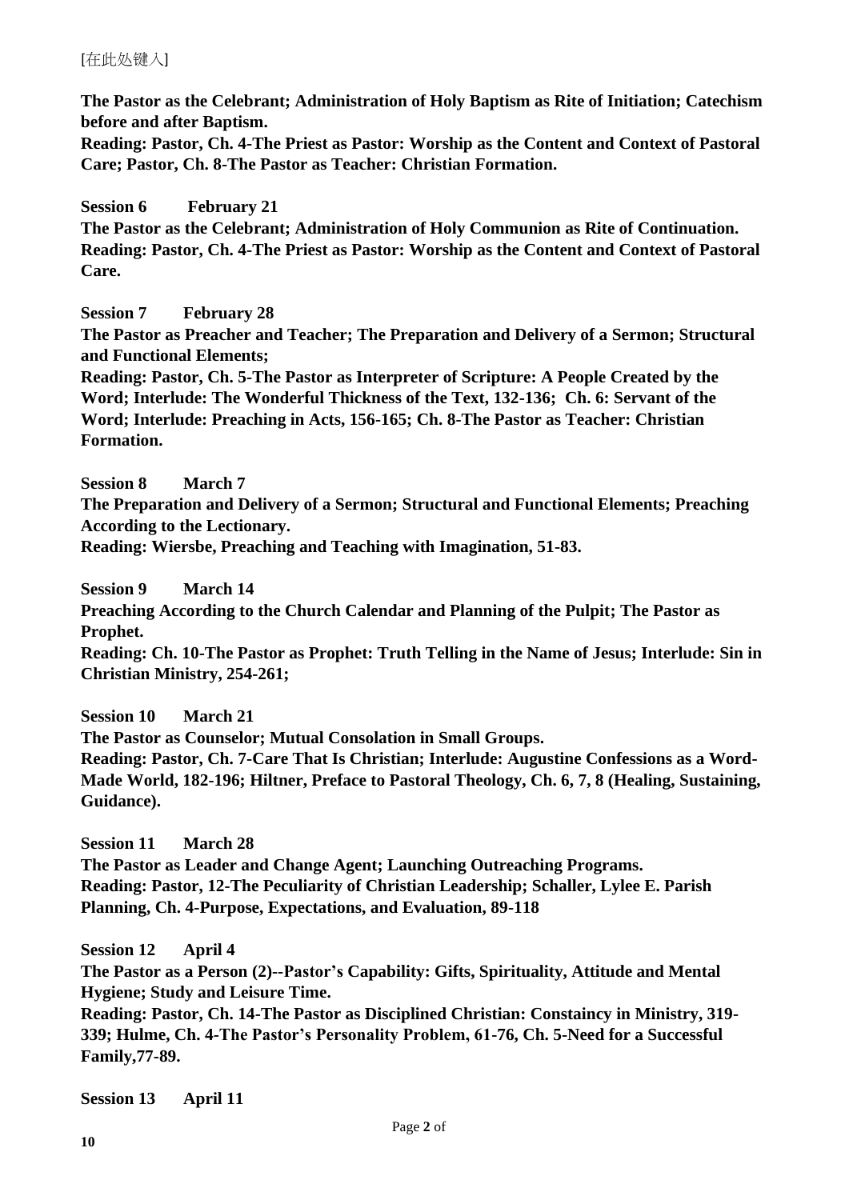**The Pastor as the Celebrant; Administration of Holy Baptism as Rite of Initiation; Catechism before and after Baptism.**
**Reading: Pastor, Ch. 4-The Priest as Pastor: Worship as the Content and Context of Pastoral Care; Pastor, Ch. 8-The Pastor as Teacher: Christian Formation.**

**Session 6 February 21**
**The Pastor as the Celebrant; Administration of Holy Communion as Rite of Continuation.**
**Reading: Pastor, Ch. 4-The Priest as Pastor: Worship as the Content and Context of Pastoral Care.**

**Session 7 February 28**
**The Pastor as Preacher and Teacher; The Preparation and Delivery of a Sermon; Structural and Functional Elements;**
**Reading: Pastor, Ch. 5-The Pastor as Interpreter of Scripture: A People Created by the Word; Interlude: The Wonderful Thickness of the Text, 132-136; Ch. 6: Servant of the Word; Interlude: Preaching in Acts, 156-165; Ch. 8-The Pastor as Teacher: Christian Formation.**

**Session 8 March 7**
**The Preparation and Delivery of a Sermon; Structural and Functional Elements; Preaching According to the Lectionary.**
**Reading: Wiersbe, Preaching and Teaching with Imagination, 51-83.**

**Session 9 March 14**
**Preaching According to the Church Calendar and Planning of the Pulpit; The Pastor as Prophet.**
**Reading: Ch. 10-The Pastor as Prophet: Truth Telling in the Name of Jesus; Interlude: Sin in Christian Ministry, 254-261;**

**Session 10 March 21**
**The Pastor as Counselor; Mutual Consolation in Small Groups.**
**Reading: Pastor, Ch. 7-Care That Is Christian; Interlude: Augustine Confessions as a Word-Made World, 182-196; Hiltner, Preface to Pastoral Theology, Ch. 6, 7, 8 (Healing, Sustaining, Guidance).**

**Session 11 March 28**
**The Pastor as Leader and Change Agent; Launching Outreaching Programs.**
**Reading: Pastor, 12-The Peculiarity of Christian Leadership; Schaller, Lylee E. Parish Planning, Ch. 4-Purpose, Expectations, and Evaluation, 89-118**

**Session 12 April 4**
**The Pastor as a Person (2)--Pastor's Capability: Gifts, Spirituality, Attitude and Mental Hygiene; Study and Leisure Time.**
**Reading: Pastor, Ch. 14-The Pastor as Disciplined Christian: Constaincy in Ministry, 319-339; Hulme, Ch. 4-The Pastor's Personality Problem, 61-76, Ch. 5-Need for a Successful Family,77-89.**

**Session 13 April 11**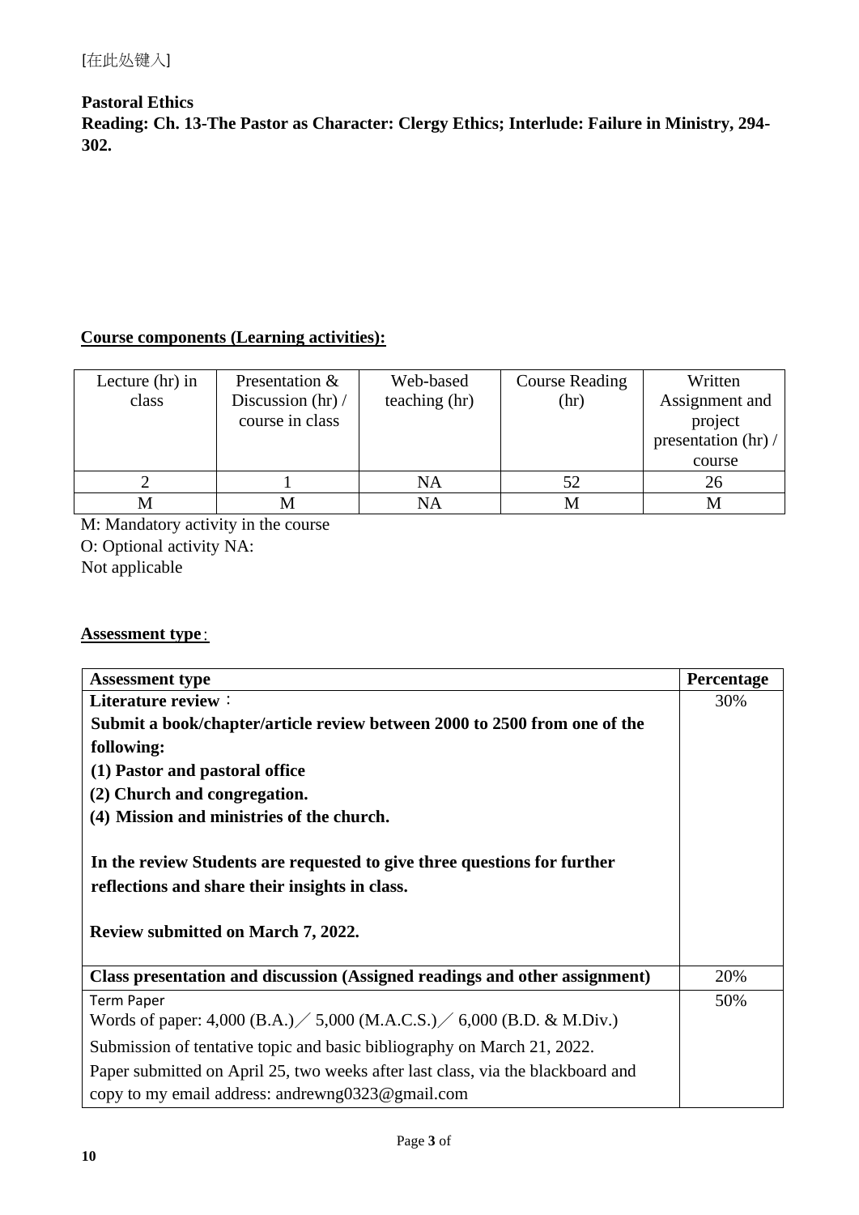[在此处键入]

**Pastoral Ethics**
**Reading: Ch. 13-The Pastor as Character: Clergy Ethics; Interlude: Failure in Ministry, 294-302.**

**Course components (Learning activities):**

| Lecture (hr) in class | Presentation & Discussion (hr) / course in class | Web-based teaching (hr) | Course Reading (hr) | Written Assignment and project presentation (hr) / course |
|---|---|---|---|---|
| 2 | 1 | NA | 52 | 26 |
| M | M | NA | M | M |

M: Mandatory activity in the course
O: Optional activity NA:
Not applicable

**Assessment type**:

| Assessment type | Percentage |
|---|---|
| **Literature review**：<br>**Submit a book/chapter/article review between 2000 to 2500 from one of the following:**<br>**(1) Pastor and pastoral office**<br>**(2) Church and congregation.**<br>**(4) Mission and ministries of the church.**<br><br>**In the review Students are requested to give three questions for further reflections and share their insights in class.**<br><br>**Review submitted on March 7, 2022.** | 30% |
| **Class presentation and discussion (Assigned readings and other assignment)** | 20% |
| Term Paper<br>Words of paper: 4,000 (B.A.)／5,000 (M.A.C.S.)／6,000 (B.D. & M.Div.)<br>Submission of tentative topic and basic bibliography on March 21, 2022.<br>Paper submitted on April 25, two weeks after last class, via the blackboard and copy to my email address: andrewng0323@gmail.com | 50% |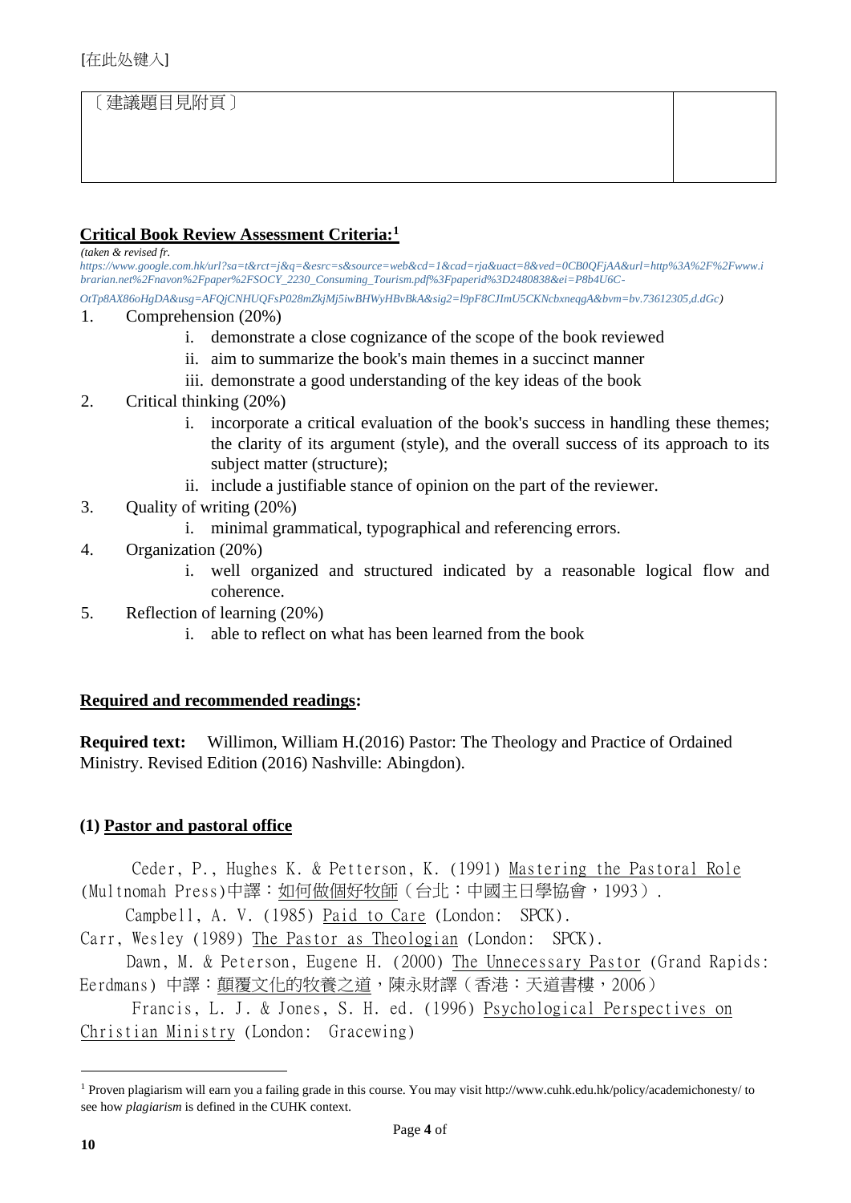[在此处键入]

| 〔建議題目見附頁〕 | |
|---|---|

## Critical Book Review Assessment Criteria:[1]

*(taken & revised fr. https://www.google.com.hk/url?sa=t&rct=j&q=&esrc=s&source=web&cd=1&cad=rja&uact=8&ved=0CB0QFjAA&url=http%3A%2F%2Fwww.ibrarian.net%2Fnavon%2Fpaper%2FSOCY_2230_Consuming_Tourism.pdf%3Fpaperid%3D2480838&ei=P8b4U6C-OtTp8AX86oHgDA&usg=AFQjCNHUQFsP028mZkjMj5iwBHWyHBvBkA&sig2=l9pF8CJImU5CKNcbxneqgA&bvm=bv.73612305,d.dGc)*

1. Comprehension (20%)
   i. demonstrate a close cognizance of the scope of the book reviewed
   ii. aim to summarize the book's main themes in a succinct manner
   iii. demonstrate a good understanding of the key ideas of the book
2. Critical thinking (20%)
   i. incorporate a critical evaluation of the book's success in handling these themes; the clarity of its argument (style), and the overall success of its approach to its subject matter (structure);
   ii. include a justifiable stance of opinion on the part of the reviewer.
3. Quality of writing (20%)
   i. minimal grammatical, typographical and referencing errors.
4. Organization (20%)
   i. well organized and structured indicated by a reasonable logical flow and coherence.
5. Reflection of learning (20%)
   i. able to reflect on what has been learned from the book

## Required and recommended readings:

**Required text:** Willimon, William H.(2016) Pastor: The Theology and Practice of Ordained Ministry. Revised Edition (2016) Nashville: Abingdon).

### (1) Pastor and pastoral office

Ceder, P., Hughes K. & Petterson, K. (1991) Mastering the Pastoral Role (Multnomah Press)中譯：如何做個好牧師（台北：中國主日學協會，1993）.

Campbell, A. V. (1985) Paid to Care (London: SPCK).

Carr, Wesley (1989) The Pastor as Theologian (London: SPCK).

Dawn, M. & Peterson, Eugene H. (2000) The Unnecessary Pastor (Grand Rapids: Eerdmans) 中譯：顛覆文化的牧養之道，陳永財譯（香港：天道書樓，2006）

Francis, L. J. & Jones, S. H. ed. (1996) Psychological Perspectives on Christian Ministry (London: Gracewing)

[1] Proven plagiarism will earn you a failing grade in this course. You may visit http://www.cuhk.edu.hk/policy/academichonesty/ to see how *plagiarism* is defined in the CUHK context.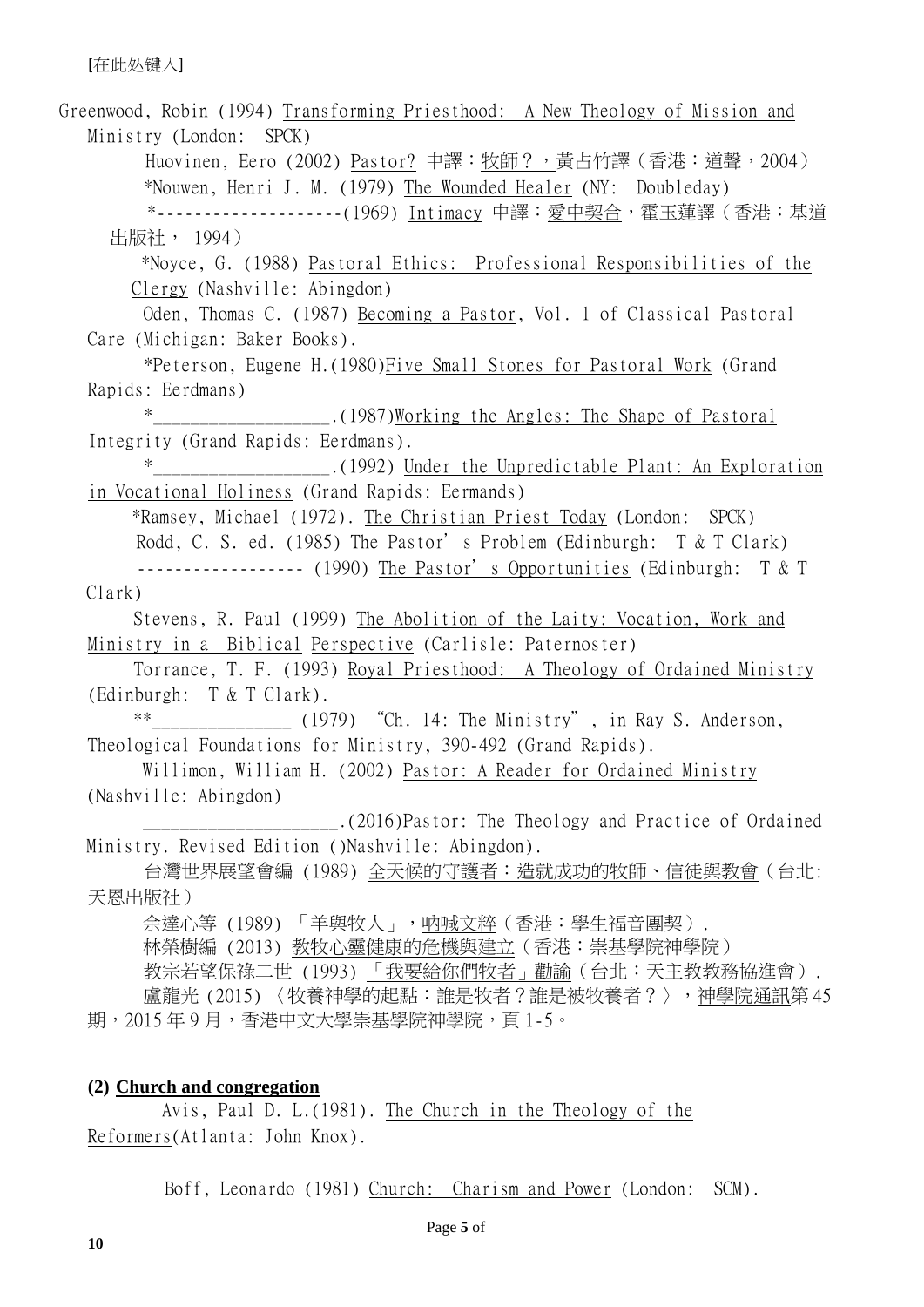Greenwood, Robin (1994) Transforming Priesthood: A New Theology of Mission and Ministry (London: SPCK)

Huovinen, Eero (2002) Pastor? 中譯：牧師？，黃占竹譯（香港：道聲，2004）

*Nouwen, Henri J. M. (1979) The Wounded Healer (NY: Doubleday)

*--------------------(1969) Intimacy 中譯：愛中契合，霍玉蓮譯（香港：基道出版社， 1994）

*Noyce, G. (1988) Pastoral Ethics: Professional Responsibilities of the Clergy (Nashville: Abingdon)

Oden, Thomas C. (1987) Becoming a Pastor, Vol. 1 of Classical Pastoral Care (Michigan: Baker Books).

*Peterson, Eugene H.(1980)Five Small Stones for Pastoral Work (Grand Rapids: Eerdmans)

*___________________.(1987)Working the Angles: The Shape of Pastoral Integrity (Grand Rapids: Eerdmans).

*___________________.(1992) Under the Unpredictable Plant: An Exploration in Vocational Holiness (Grand Rapids: Eermands)

*Ramsey, Michael (1972). The Christian Priest Today (London: SPCK)

Rodd, C. S. ed. (1985) The Pastor's Problem (Edinburgh: T & T Clark)

------------------ (1990) The Pastor's Opportunities (Edinburgh: T & T Clark)

Stevens, R. Paul (1999) The Abolition of the Laity: Vocation, Work and Ministry in a Biblical Perspective (Carlisle: Paternoster)

Torrance, T. F. (1993) Royal Priesthood: A Theology of Ordained Ministry (Edinburgh: T & T Clark).

**_______________ (1979) "Ch. 14: The Ministry", in Ray S. Anderson, Theological Foundations for Ministry, 390-492 (Grand Rapids).

Willimon, William H. (2002) Pastor: A Reader for Ordained Ministry (Nashville: Abingdon)

_____________________.(2016)Pastor: The Theology and Practice of Ordained Ministry. Revised Edition ()Nashville: Abingdon).

台灣世界展望會編 (1989) 全天候的守護者：造就成功的牧師、信徒與教會（台北: 天恩出版社）

余達心等 (1989) 「羊與牧人」，吶喊文粹（香港：學生福音團契）.

林榮樹編 (2013) 教牧心靈健康的危機與建立（香港：崇基學院神學院）

教宗若望保祿二世 (1993) 「我要給你們牧者」勸諭（台北：天主教教務協進會）.

盧龍光 (2015) 〈牧養神學的起點：誰是牧者？誰是被牧養者？〉，神學院通訊第 45 期，2015 年 9 月，香港中文大學崇基學院神學院，頁 1-5。

**(2) Church and congregation**

Avis, Paul D. L.(1981). The Church in the Theology of the Reformers(Atlanta: John Knox).

Boff, Leonardo (1981) Church: Charism and Power (London: SCM).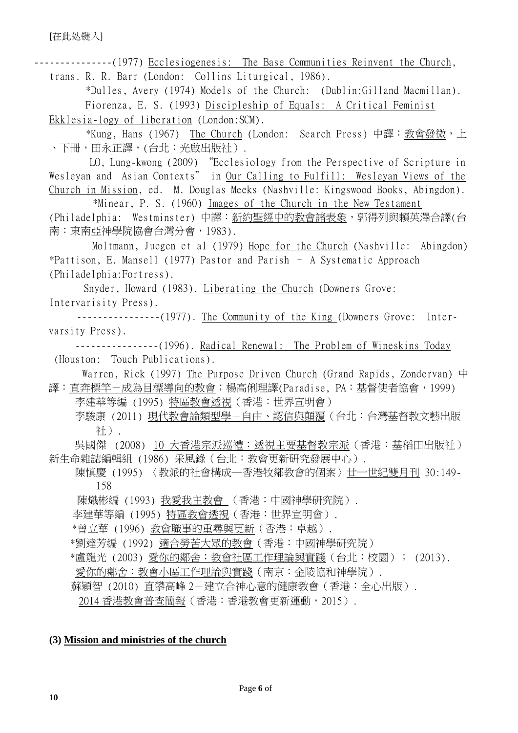---------------(1977) Ecclesiogenesis: The Base Communities Reinvent the Church, trans. R. R. Barr (London: Collins Liturgical, 1986).

*Dulles, Avery (1974) Models of the Church: (Dublin:Gilland Macmillan).

Fiorenza, E. S. (1993) Discipleship of Equals: A Critical Feminist Ekklesia-logy of liberation (London:SCM).

*Kung, Hans (1967) The Church (London: Search Press) 中譯：教會發微，上、下冊，田永正譯，(台北：光啟出版社).

LO, Lung-kwong (2009) “Ecclesiology from the Perspective of Scripture in Wesleyan and Asian Contexts” in Our Calling to Fulfill: Wesleyan Views of the Church in Mission, ed. M. Douglas Meeks (Nashville: Kingswood Books, Abingdon).

*Minear, P. S. (1960) Images of the Church in the New Testament (Philadelphia: Westminster) 中譯：新約聖經中的教會諸表象，郭得列與賴英澤合譯(台南：東南亞神學院協會台灣分會，1983).

Moltmann, Juegen et al (1979) Hope for the Church (Nashville: Abingdon)

*Pattison, E. Mansell (1977) Pastor and Parish – A Systematic Approach (Philadelphia:Fortress).

Snyder, Howard (1983). Liberating the Church (Downers Grove: Intervarisity Press).

----------------(1977). The Community of the King (Downers Grove: Inter-varsity Press).

----------------(1996). Radical Renewal: The Problem of Wineskins Today (Houston: Touch Publications).

Warren, Rick (1997) The Purpose Driven Church (Grand Rapids, Zondervan) 中譯：直奔標竿－成為目標導向的教會；楊高俐理譯(Paradise, PA：基督使者協會，1999)

李建華等編 (1995) 特區教會透視（香港：世界宣明會）

李駿康 (2011) 現代教會論類型學－自由、認信與顛覆（台北：台灣基督教文藝出版社）.

吳國傑 (2008) 10 大香港宗派巡禮：透視主要基督教宗派（香港：基稻田出版社）

新生命雜誌編輯組 (1986) 采風錄（台北：教會更新研究發展中心）.

陳慎慶 (1995) 〈教派的社會構成—香港牧鄰教會的個案〉廿一世紀雙月刊 30:149-158

陳熾彬編 (1993) 我愛我主教會 （香港：中國神學研究院）.

李建華等編 (1995) 特區教會透視（香港：世界宣明會）.

*曾立華 (1996) 教會職事的重尋與更新（香港：卓越）.

*劉達芳編 (1992) 適合勞苦大眾的教會（香港：中國神學研究院）

*盧龍光 (2003) 愛你的鄰舍：教會社區工作理論與實踐（台北：校園）； (2013). 愛你的鄰舍：教會小區工作理論與實踐（南京：金陵協和神學院）.

蘇穎智 (2010) 直攀高峰 2－建立合神心意的健康教會（香港：全心出版）.

2014 香港教會普查簡報（香港：香港教會更新運動，2015）.

**(3) Mission and ministries of the church**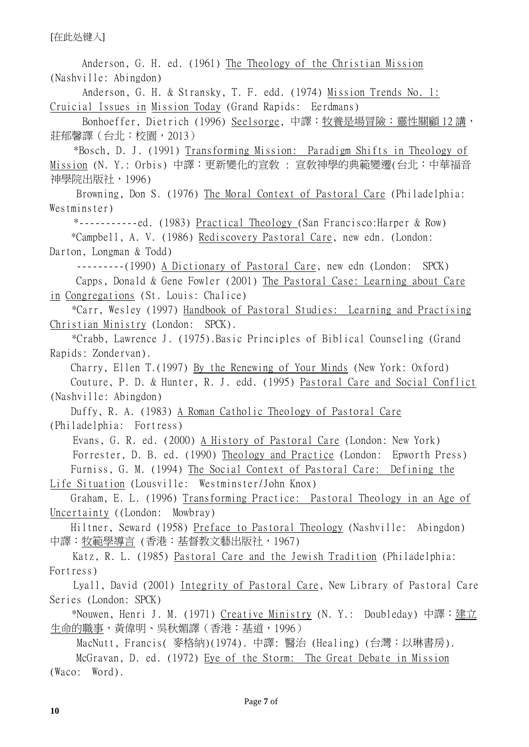Anderson, G. H. ed. (1961) The Theology of the Christian Mission (Nashville: Abingdon)

Anderson, G. H. & Stransky, T. F. edd. (1974) Mission Trends No. 1: Cruicial Issues in Mission Today (Grand Rapids: Eerdmans)

Bonhoeffer, Dietrich (1996) Seelsorge, 中譯：牧養是場冒險：靈性關顧 12 講，莊郁馨譯（台北：校園，2013）

*Bosch, D. J. (1991) Transforming Mission: Paradigm Shifts in Theology of Mission (N. Y.: Orbis) 中譯：更新變化的宣教 : 宣教神學的典範變遷(台北：中華福音神學院出版社，1996)

Browning, Don S. (1976) The Moral Context of Pastoral Care (Philadelphia: Westminster)

*-----------ed. (1983) Practical Theology (San Francisco:Harper & Row)

*Campbell, A. V. (1986) Rediscovery Pastoral Care, new edn. (London: Darton, Longman & Todd)

---------(1990) A Dictionary of Pastoral Care, new edn (London: SPCK)

Capps, Donald & Gene Fowler (2001) The Pastoral Case: Learning about Care in Congregations (St. Louis: Chalice)

*Carr, Wesley (1997) Handbook of Pastoral Studies: Learning and Practising Christian Ministry (London: SPCK).

*Crabb, Lawrence J. (1975).Basic Principles of Biblical Counseling (Grand Rapids: Zondervan).

Charry, Ellen T.(1997) By the Renewing of Your Minds (New York: Oxford)

Couture, P. D. & Hunter, R. J. edd. (1995) Pastoral Care and Social Conflict (Nashville: Abingdon)

Duffy, R. A. (1983) A Roman Catholic Theology of Pastoral Care (Philadelphia: Fortress)

Evans, G. R. ed. (2000) A History of Pastoral Care (London: New York)

Forrester, D. B. ed. (1990) Theology and Practice (London: Epworth Press)

Furniss, G. M. (1994) The Social Context of Pastoral Care: Defining the Life Situation (Lousville: Westminster/John Knox)

Graham, E. L. (1996) Transforming Practice: Pastoral Theology in an Age of Uncertainty ((London: Mowbray)

Hiltner, Seward (1958) Preface to Pastoral Theology (Nashville: Abingdon) 中譯：牧範學導言 (香港：基督教文藝出版社，1967)

Katz, R. L. (1985) Pastoral Care and the Jewish Tradition (Philadelphia: Fortress)

Lyall, David (2001) Integrity of Pastoral Care, New Library of Pastoral Care Series (London: SPCK)

*Nouwen, Henri J. M. (1971) Creative Ministry (N. Y.: Doubleday) 中譯：建立生命的職事，黃偉明、吳秋媚譯（香港：基道，1996）

MacNutt, Francis( 麥格納)(1974). 中譯: 醫治 (Healing) (台灣：以琳書房).

McGravan, D. ed. (1972) Eye of the Storm: The Great Debate in Mission (Waco: Word).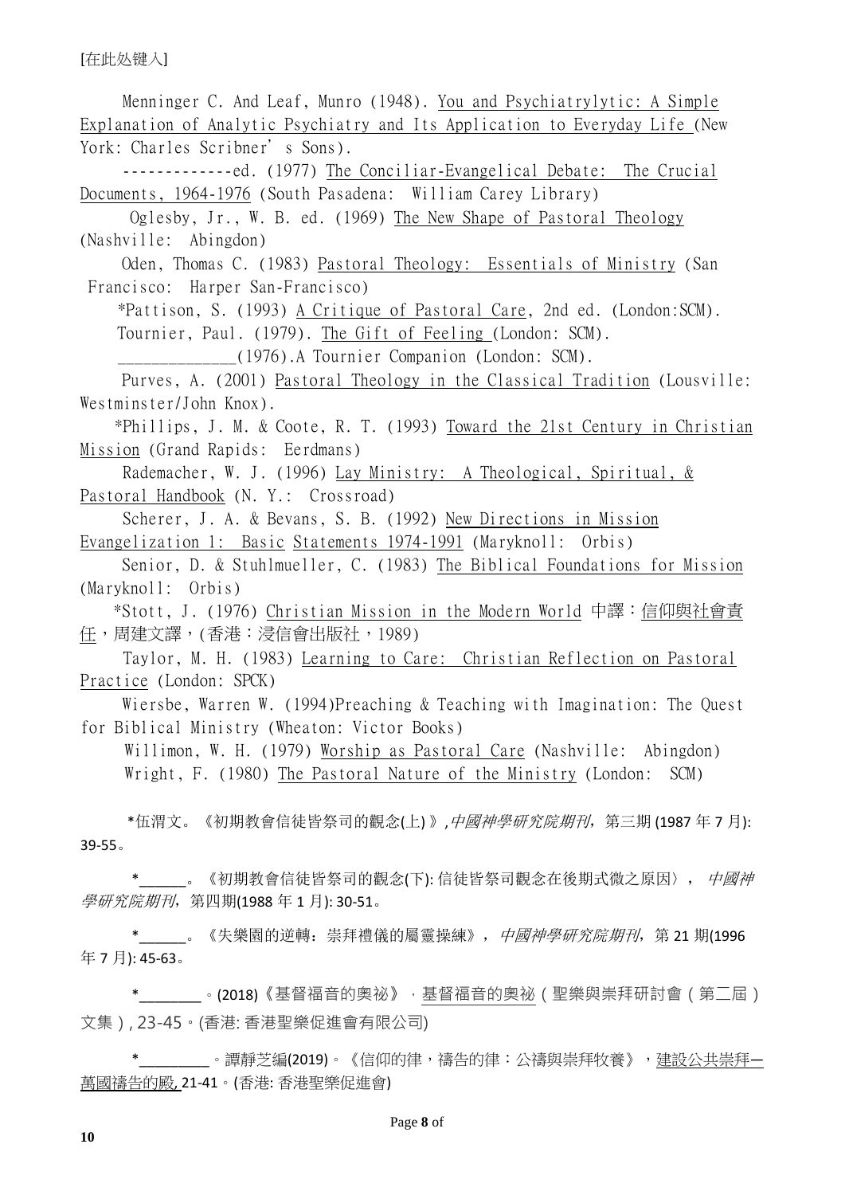Menninger C. And Leaf, Munro (1948). <u>You and Psychiatrylytic: A Simple Explanation of Analytic Psychiatry and Its Application to Everyday Life</u> (New York: Charles Scribner's Sons).

-------------ed. (1977) <u>The Conciliar-Evangelical Debate: The Crucial Documents, 1964-1976</u> (South Pasadena: William Carey Library)

Oglesby, Jr., W. B. ed. (1969) <u>The New Shape of Pastoral Theology</u> (Nashville: Abingdon)

Oden, Thomas C. (1983) <u>Pastoral Theology: Essentials of Ministry</u> (San Francisco: Harper San-Francisco)

*Pattison, S. (1993) <u>A Critique of Pastoral Care</u>, 2nd ed. (London:SCM).

Tournier, Paul. (1979). <u>The Gift of Feeling</u> (London: SCM).

______________(1976).A Tournier Companion (London: SCM).

Purves, A. (2001) <u>Pastoral Theology in the Classical Tradition</u> (Lousville: Westminster/John Knox).

*Phillips, J. M. & Coote, R. T. (1993) <u>Toward the 21st Century in Christian Mission</u> (Grand Rapids: Eerdmans)

Rademacher, W. J. (1996) <u>Lay Ministry: A Theological, Spiritual, & Pastoral Handbook</u> (N. Y.: Crossroad)

Scherer, J. A. & Bevans, S. B. (1992) <u>New Directions in Mission Evangelization 1: Basic Statements 1974-1991</u> (Maryknoll: Orbis)

Senior, D. & Stuhlmueller, C. (1983) <u>The Biblical Foundations for Mission</u> (Maryknoll: Orbis)

*Stott, J. (1976) <u>Christian Mission in the Modern World</u> 中譯：<u>信仰與社會責任</u>，周建文譯，(香港：浸信會出版社，1989)

Taylor, M. H. (1983) <u>Learning to Care: Christian Reflection on Pastoral Practice</u> (London: SPCK)

Wiersbe, Warren W. (1994)Preaching & Teaching with Imagination: The Quest for Biblical Ministry (Wheaton: Victor Books)

Willimon, W. H. (1979) <u>Worship as Pastoral Care</u> (Nashville: Abingdon)

Wright, F. (1980) <u>The Pastoral Nature of the Ministry</u> (London: SCM)

*伍渭文。《初期教會信徒皆祭司的觀念(上)》,*中國神學研究院期刊*，第三期 (1987 年 7 月): 39-55。

*______。《初期教會信徒皆祭司的觀念(下): 信徒皆祭司觀念在後期式微之原因〉，*中國神學研究院期刊*，第四期(1988 年 1 月): 30-51。

*______。《失樂園的逆轉：崇拜禮儀的屬靈操練》，*中國神學研究院期刊*，第 21 期(1996 年 7 月): 45-63。

*________。(2018)《基督福音的奧祕》，<u>基督福音的奧祕（聖樂與崇拜研討會（第二屆）文集）</u>, 23-45。(香港: 香港聖樂促進會有限公司)

*_________。譚靜芝編(2019)。《信仰的律，禱告的律：公禱與崇拜牧養》，<u>建設公共崇拜—萬國禱告的殿,</u> 21-41。(香港: 香港聖樂促進會)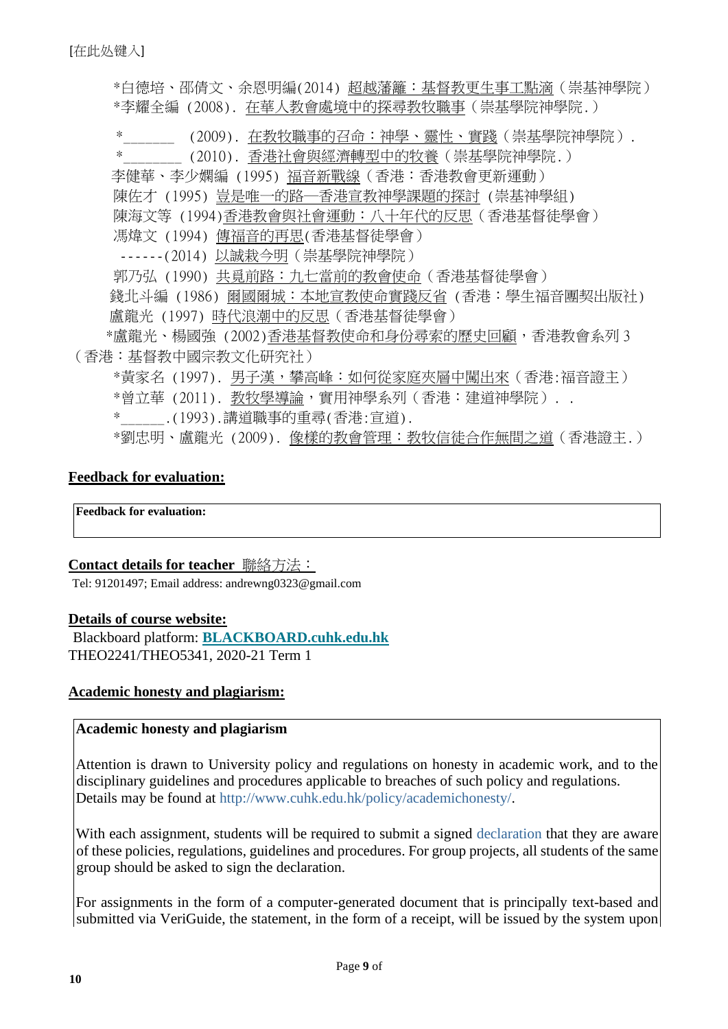*白德培、邵倩文、余恩明編(2014) 超越藩籬：基督教更生事工點滴（崇基神學院）

*李耀全編 (2008). 在華人教會處境中的探尋教牧職事（崇基學院神學院.）

*_______ (2009). 在教牧職事的召命：神學、靈性、實踐（崇基學院神學院）.

*________ (2010). 香港社會與經濟轉型中的牧養（崇基學院神學院.）

李健華、李少嫻編 (1995) 福音新戰線（香港：香港教會更新運動）

陳佐才 (1995) 豈是唯一的路—香港宣教神學課題的探討 (崇基神學組)

陳海文等 (1994)香港教會與社會運動：八十年代的反思（香港基督徒學會）

馮煒文 (1994) 傳福音的再思(香港基督徒學會）

------(2014) 以誠栽今明（崇基學院神學院）

郭乃弘 (1990) 共覓前路：九七當前的教會使命（香港基督徒學會）

錢北斗編 (1986) 爾國爾城：本地宣教使命實踐反省 (香港：學生福音團契出版社)

盧龍光 (1997) 時代浪潮中的反思（香港基督徒學會）

*盧龍光、楊國強 (2002)香港基督教使命和身份尋索的歷史回顧，香港教會系列 3（香港：基督教中國宗教文化研究社）

*黃家名 (1997). 男子漢，攀高峰：如何從家庭夾層中闖出來（香港:福音證主）

*曾立華 (2011). 教牧學導論，實用神學系列（香港：建道神學院）. .

*______.(1993).講道職事的重尋(香港:宣道).

*劉忠明、盧龍光 (2009). 像樣的教會管理：教牧信徒合作無間之道（香港證主.）

## Feedback for evaluation:

| **Feedback for evaluation:** |
|---|

## Contact details for teacher 聯絡方法：

Tel: 91201497; Email address: andrewng0323@gmail.com

## Details of course website:

Blackboard platform: **BLACKBOARD.cuhk.edu.hk**
THEO2241/THEO5341, 2020-21 Term 1

## Academic honesty and plagiarism:

**Academic honesty and plagiarism**

Attention is drawn to University policy and regulations on honesty in academic work, and to the disciplinary guidelines and procedures applicable to breaches of such policy and regulations. Details may be found at http://www.cuhk.edu.hk/policy/academichonesty/.

With each assignment, students will be required to submit a signed declaration that they are aware of these policies, regulations, guidelines and procedures. For group projects, all students of the same group should be asked to sign the declaration.

For assignments in the form of a computer-generated document that is principally text-based and submitted via VeriGuide, the statement, in the form of a receipt, will be issued by the system upon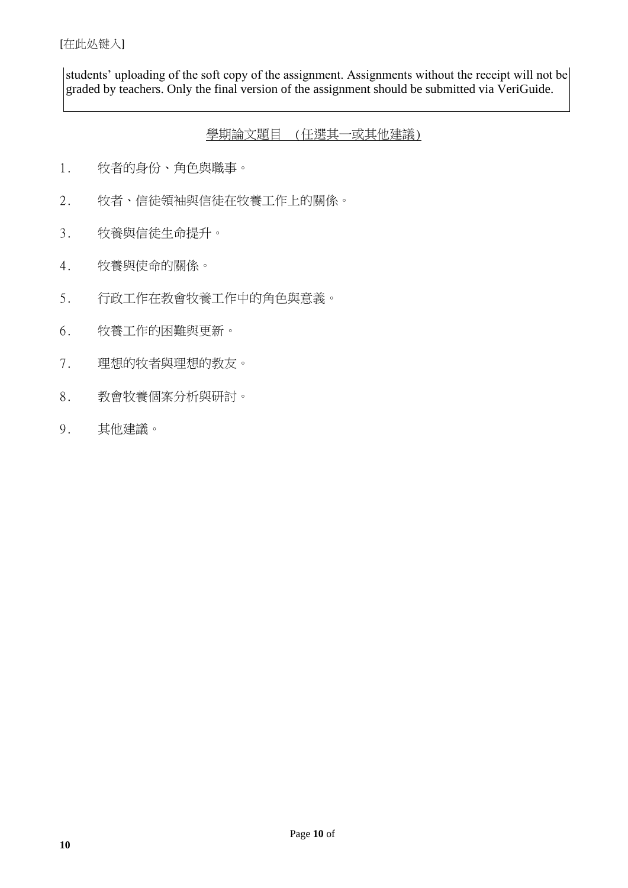students' uploading of the soft copy of the assignment. Assignments without the receipt will not be graded by teachers. Only the final version of the assignment should be submitted via VeriGuide.

## 學期論文題目 (任選其一或其他建議)

1. 牧者的身份、角色與職事。
2. 牧者、信徒領袖與信徒在牧養工作上的關係。
3. 牧養與信徒生命提升。
4. 牧養與使命的關係。
5. 行政工作在教會牧養工作中的角色與意義。
6. 牧養工作的困難與更新。
7. 理想的牧者與理想的教友。
8. 教會牧養個案分析與研討。
9. 其他建議。